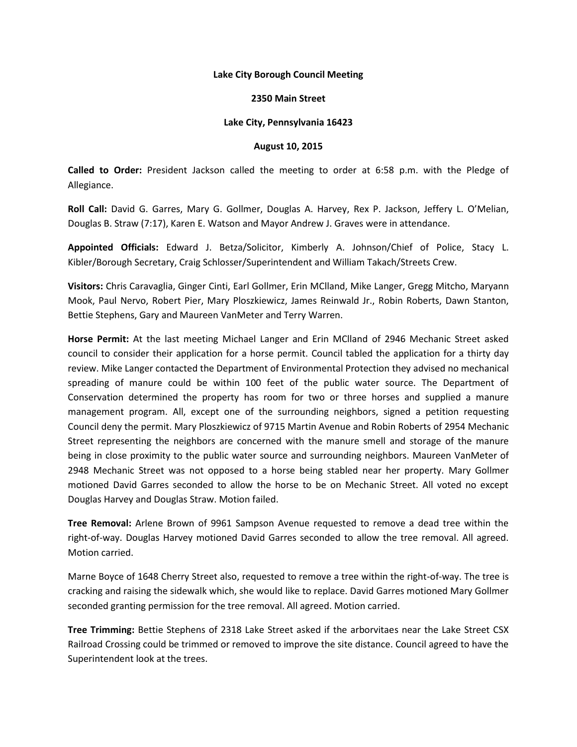**Lake City Borough Council Meeting**

**2350 Main Street**

**Lake City, Pennsylvania 16423**

**August 10, 2015**

**Called to Order:** President Jackson called the meeting to order at 6:58 p.m. with the Pledge of Allegiance.

**Roll Call:** David G. Garres, Mary G. Gollmer, Douglas A. Harvey, Rex P. Jackson, Jeffery L. O'Melian, Douglas B. Straw (7:17), Karen E. Watson and Mayor Andrew J. Graves were in attendance.

**Appointed Officials:** Edward J. Betza/Solicitor, Kimberly A. Johnson/Chief of Police, Stacy L. Kibler/Borough Secretary, Craig Schlosser/Superintendent and William Takach/Streets Crew.

**Visitors:** Chris Caravaglia, Ginger Cinti, Earl Gollmer, Erin MClland, Mike Langer, Gregg Mitcho, Maryann Mook, Paul Nervo, Robert Pier, Mary Ploszkiewicz, James Reinwald Jr., Robin Roberts, Dawn Stanton, Bettie Stephens, Gary and Maureen VanMeter and Terry Warren.

**Horse Permit:** At the last meeting Michael Langer and Erin MClland of 2946 Mechanic Street asked council to consider their application for a horse permit. Council tabled the application for a thirty day review. Mike Langer contacted the Department of Environmental Protection they advised no mechanical spreading of manure could be within 100 feet of the public water source. The Department of Conservation determined the property has room for two or three horses and supplied a manure management program. All, except one of the surrounding neighbors, signed a petition requesting Council deny the permit. Mary Ploszkiewicz of 9715 Martin Avenue and Robin Roberts of 2954 Mechanic Street representing the neighbors are concerned with the manure smell and storage of the manure being in close proximity to the public water source and surrounding neighbors. Maureen VanMeter of 2948 Mechanic Street was not opposed to a horse being stabled near her property. Mary Gollmer motioned David Garres seconded to allow the horse to be on Mechanic Street. All voted no except Douglas Harvey and Douglas Straw. Motion failed.

**Tree Removal:** Arlene Brown of 9961 Sampson Avenue requested to remove a dead tree within the right-of-way. Douglas Harvey motioned David Garres seconded to allow the tree removal. All agreed. Motion carried.

Marne Boyce of 1648 Cherry Street also, requested to remove a tree within the right-of-way. The tree is cracking and raising the sidewalk which, she would like to replace. David Garres motioned Mary Gollmer seconded granting permission for the tree removal. All agreed. Motion carried.

**Tree Trimming:** Bettie Stephens of 2318 Lake Street asked if the arborvitaes near the Lake Street CSX Railroad Crossing could be trimmed or removed to improve the site distance. Council agreed to have the Superintendent look at the trees.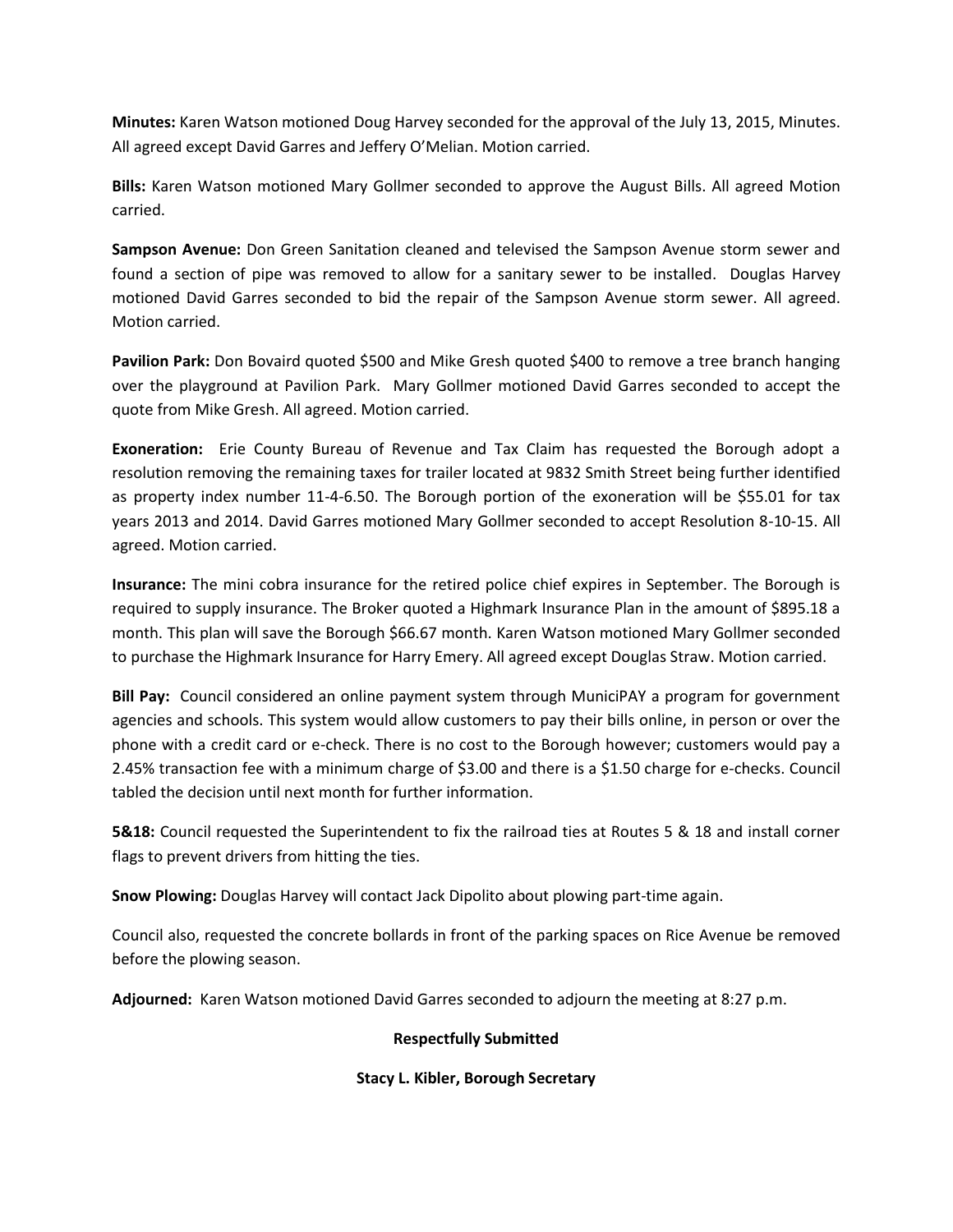**Minutes:** Karen Watson motioned Doug Harvey seconded for the approval of the July 13, 2015, Minutes. All agreed except David Garres and Jeffery O'Melian. Motion carried.

**Bills:** Karen Watson motioned Mary Gollmer seconded to approve the August Bills. All agreed Motion carried.

**Sampson Avenue:** Don Green Sanitation cleaned and televised the Sampson Avenue storm sewer and found a section of pipe was removed to allow for a sanitary sewer to be installed. Douglas Harvey motioned David Garres seconded to bid the repair of the Sampson Avenue storm sewer. All agreed. Motion carried.

**Pavilion Park:** Don Bovaird quoted $500 and Mike Gresh quoted $400 to remove a tree branch hanging over the playground at Pavilion Park. Mary Gollmer motioned David Garres seconded to accept the quote from Mike Gresh. All agreed. Motion carried.

**Exoneration:** Erie County Bureau of Revenue and Tax Claim has requested the Borough adopt a resolution removing the remaining taxes for trailer located at 9832 Smith Street being further identified as property index number 11-4-6.50. The Borough portion of the exoneration will be $55.01 for tax years 2013 and 2014. David Garres motioned Mary Gollmer seconded to accept Resolution 8-10-15. All agreed. Motion carried.

**Insurance:** The mini cobra insurance for the retired police chief expires in September. The Borough is required to supply insurance. The Broker quoted a Highmark Insurance Plan in the amount of $895.18 a month. This plan will save the Borough $66.67 month. Karen Watson motioned Mary Gollmer seconded to purchase the Highmark Insurance for Harry Emery. All agreed except Douglas Straw. Motion carried.

**Bill Pay:** Council considered an online payment system through MuniciPAY a program for government agencies and schools. This system would allow customers to pay their bills online, in person or over the phone with a credit card or e-check. There is no cost to the Borough however; customers would pay a 2.45% transaction fee with a minimum charge of $3.00 and there is a $1.50 charge for e-checks. Council tabled the decision until next month for further information.

**5&18:** Council requested the Superintendent to fix the railroad ties at Routes 5 & 18 and install corner flags to prevent drivers from hitting the ties.

**Snow Plowing:** Douglas Harvey will contact Jack Dipolito about plowing part-time again.

Council also, requested the concrete bollards in front of the parking spaces on Rice Avenue be removed before the plowing season.

**Adjourned:** Karen Watson motioned David Garres seconded to adjourn the meeting at 8:27 p.m.

**Respectfully Submitted**

**Stacy L. Kibler, Borough Secretary**